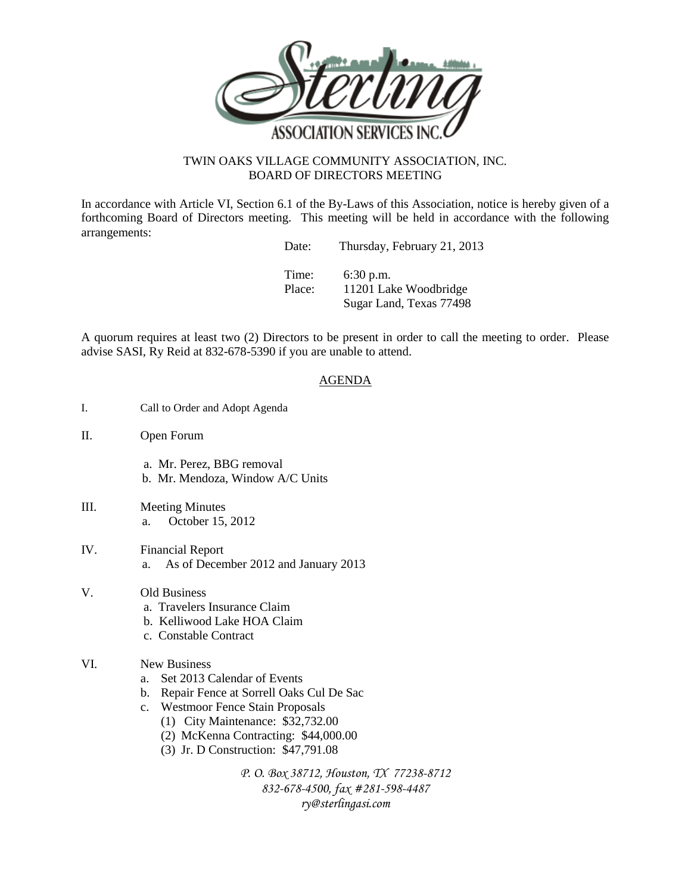Sterling
ASSOCIATION SERVICES INC.

# TWIN OAKS VILLAGE COMMUNITY ASSOCIATION, INC.
## BOARD OF DIRECTORS MEETING

In accordance with Article VI, Section 6.1 of the By-Laws of this Association, notice is hereby given of a forthcoming Board of Directors meeting. This meeting will be held in accordance with the following arrangements:

Date: Thursday, February 21, 2013

Time: 6:30 p.m.
Place: 11201 Lake Woodbridge
Sugar Land, Texas 77498

A quorum requires at least two (2) Directors to be present in order to call the meeting to order. Please advise SASI, Ry Reid at 832-678-5390 if you are unable to attend.

## AGENDA

I. Call to Order and Adopt Agenda

II. Open Forum
   a. Mr. Perez, BBG removal
   b. Mr. Mendoza, Window A/C Units

III. Meeting Minutes
   a. October 15, 2012

IV. Financial Report
   a. As of December 2012 and January 2013

V. Old Business
   a. Travelers Insurance Claim
   b. Kelliwood Lake HOA Claim
   c. Constable Contract

VI. New Business
   a. Set 2013 Calendar of Events
   b. Repair Fence at Sorrell Oaks Cul De Sac
   c. Westmoor Fence Stain Proposals
      (1) City Maintenance: $32,732.00
      (2) McKenna Contracting: $44,000.00
      (3) Jr. D Construction: $47,791.08

*P. O. Box 38712, Houston, TX 77238-8712*
*832-678-4500, fax #281-598-4487*
*ry@sterlingasi.com*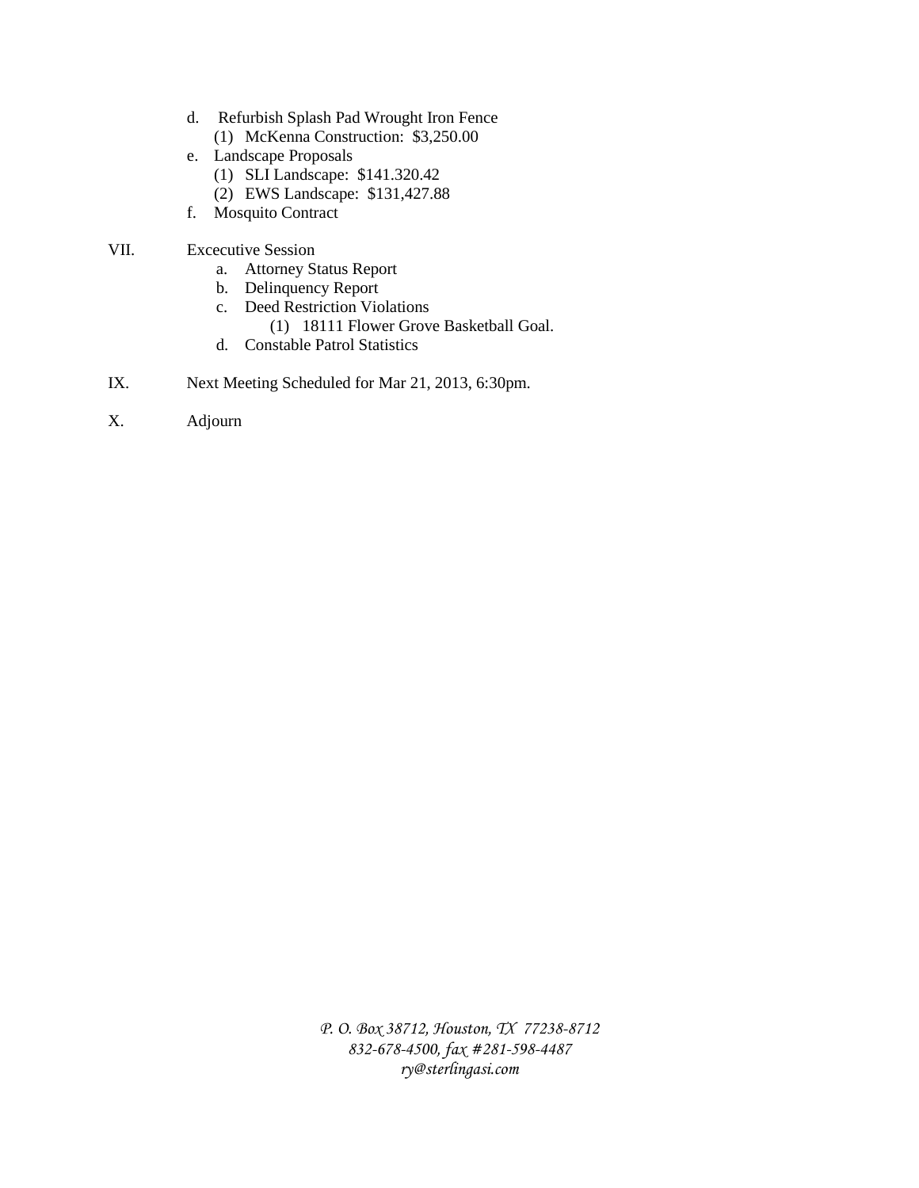d. Refurbish Splash Pad Wrought Iron Fence
   (1) McKenna Construction: $3,250.00
e. Landscape Proposals
   (1) SLI Landscape: $141.320.42
   (2) EWS Landscape: $131,427.88
f. Mosquito Contract

VII. Excecutive Session
   a. Attorney Status Report
   b. Delinquency Report
   c. Deed Restriction Violations
      (1) 18111 Flower Grove Basketball Goal.
   d. Constable Patrol Statistics

IX. Next Meeting Scheduled for Mar 21, 2013, 6:30pm.

X. Adjourn

*P. O. Box 38712, Houston, TX 77238-8712*
*832-678-4500, fax #281-598-4487*
*ry@sterlingasi.com*